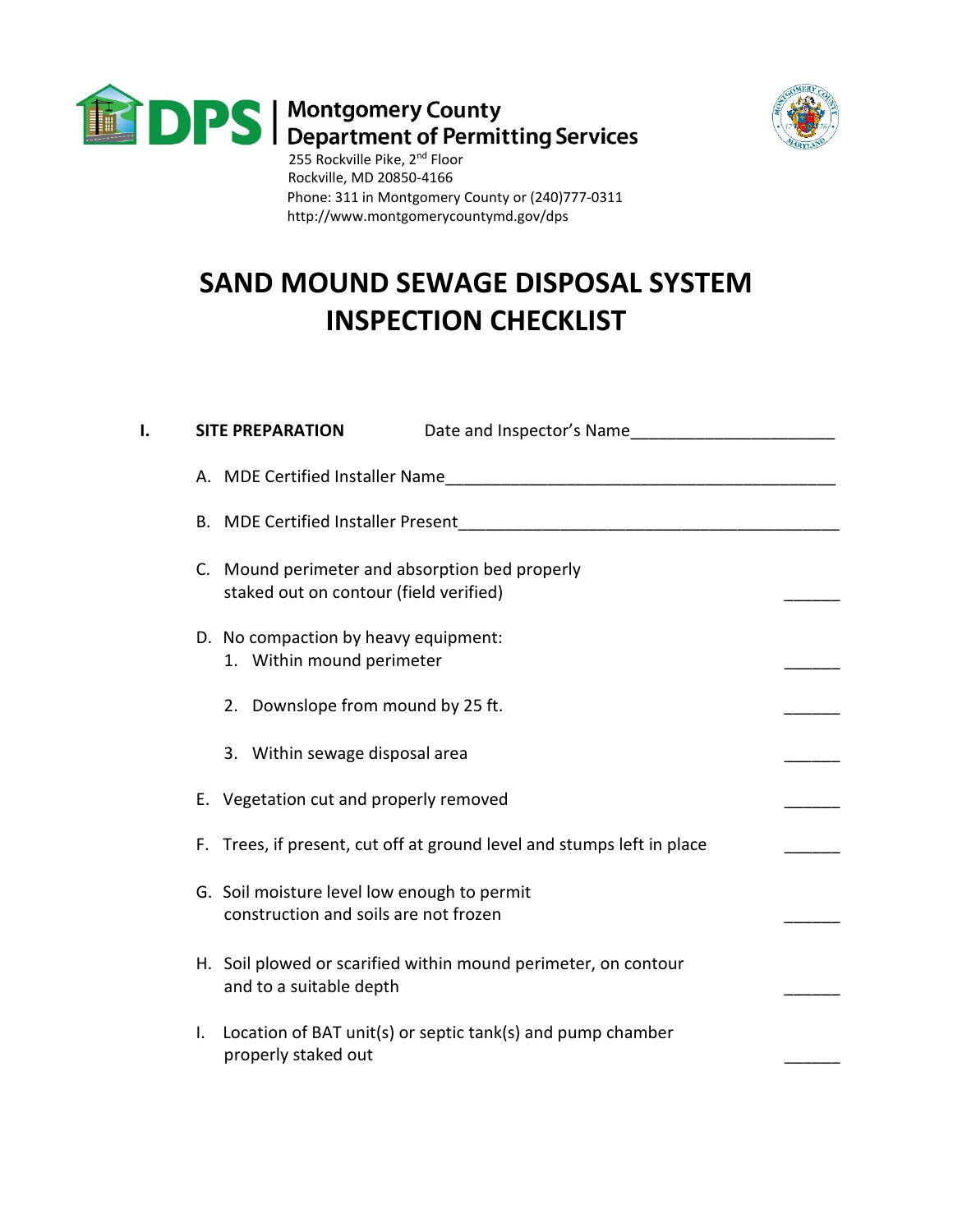Montgomery County
Department of Permitting Services
255 Rockville Pike, 2nd Floor
Rockville, MD 20850-4166
Phone: 311 in Montgomery County or (240)777-0311
http://www.montgomerycountymd.gov/dps

# SAND MOUND SEWAGE DISPOSAL SYSTEM INSPECTION CHECKLIST

**I. SITE PREPARATION** Date and Inspector's Name______________________

A. MDE Certified Installer Name_________________________________________

B. MDE Certified Installer Present_______________________________________

C. Mound perimeter and absorption bed properly staked out on contour (field verified) ______

D. No compaction by heavy equipment:
   1. Within mound perimeter ______
   2. Downslope from mound by 25 ft. ______
   3. Within sewage disposal area ______

E. Vegetation cut and properly removed ______

F. Trees, if present, cut off at ground level and stumps left in place ______

G. Soil moisture level low enough to permit construction and soils are not frozen ______

H. Soil plowed or scarified within mound perimeter, on contour and to a suitable depth ______

I. Location of BAT unit(s) or septic tank(s) and pump chamber properly staked out ______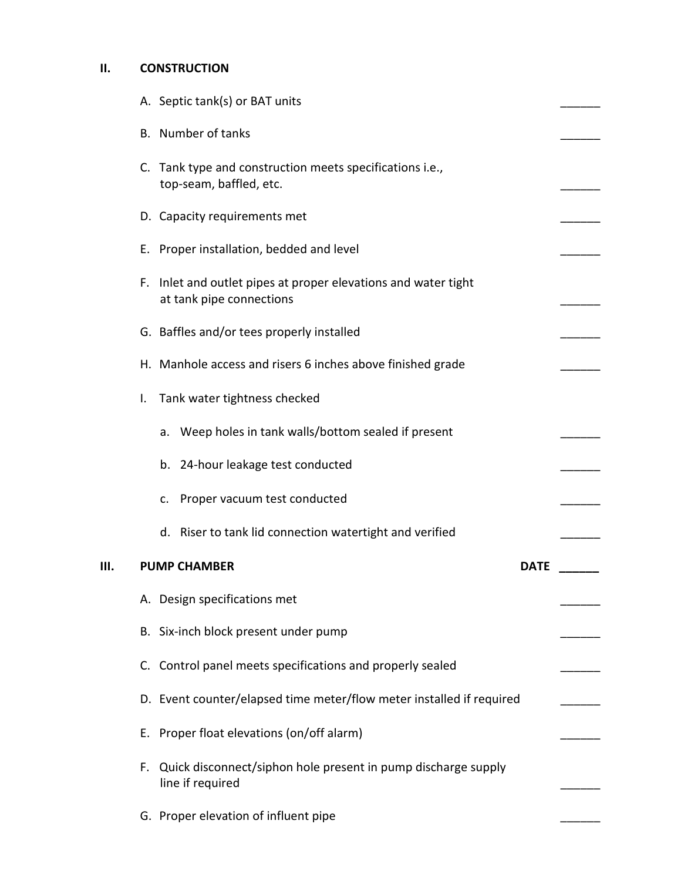## II. CONSTRUCTION

A. Septic tank(s) or BAT units ______

B. Number of tanks ______

C. Tank type and construction meets specifications i.e., top-seam, baffled, etc. ______

D. Capacity requirements met ______

E. Proper installation, bedded and level ______

F. Inlet and outlet pipes at proper elevations and water tight at tank pipe connections ______

G. Baffles and/or tees properly installed ______

H. Manhole access and risers 6 inches above finished grade ______

I. Tank water tightness checked

   a. Weep holes in tank walls/bottom sealed if present ______

   b. 24-hour leakage test conducted ______

   c. Proper vacuum test conducted ______

   d. Riser to tank lid connection watertight and verified ______

## III. PUMP CHAMBER DATE ______

A. Design specifications met ______

B. Six-inch block present under pump ______

C. Control panel meets specifications and properly sealed ______

D. Event counter/elapsed time meter/flow meter installed if required ______

E. Proper float elevations (on/off alarm) ______

F. Quick disconnect/siphon hole present in pump discharge supply line if required ______

G. Proper elevation of influent pipe ______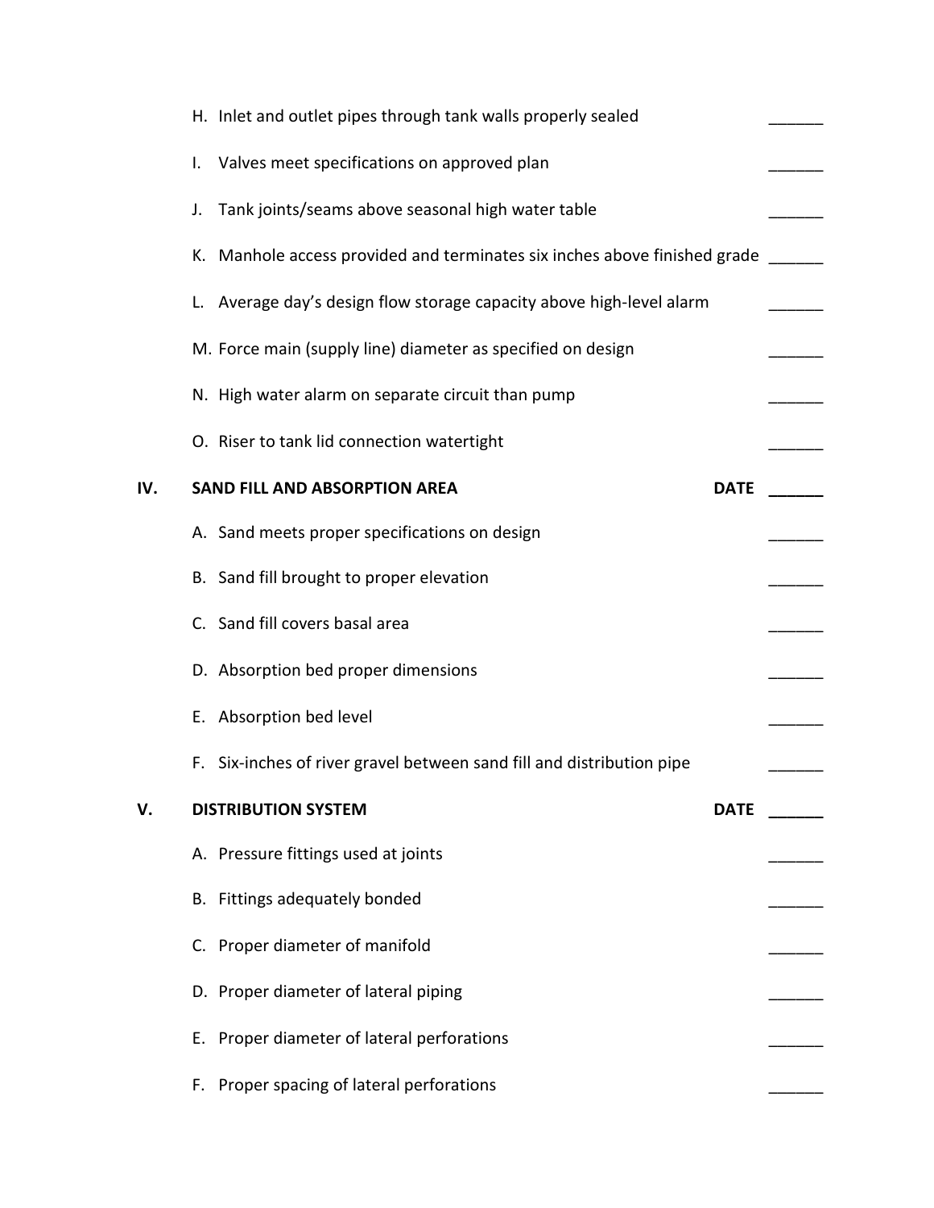H. Inlet and outlet pipes through tank walls properly sealed ______

I. Valves meet specifications on approved plan ______

J. Tank joints/seams above seasonal high water table ______

K. Manhole access provided and terminates six inches above finished grade ______

L. Average day's design flow storage capacity above high-level alarm ______

M. Force main (supply line) diameter as specified on design ______

N. High water alarm on separate circuit than pump ______

O. Riser to tank lid connection watertight ______

## IV. SAND FILL AND ABSORPTION AREA — DATE ______

A. Sand meets proper specifications on design ______

B. Sand fill brought to proper elevation ______

C. Sand fill covers basal area ______

D. Absorption bed proper dimensions ______

E. Absorption bed level ______

F. Six-inches of river gravel between sand fill and distribution pipe ______

## V. DISTRIBUTION SYSTEM — DATE ______

A. Pressure fittings used at joints ______

B. Fittings adequately bonded ______

C. Proper diameter of manifold ______

D. Proper diameter of lateral piping ______

E. Proper diameter of lateral perforations ______

F. Proper spacing of lateral perforations ______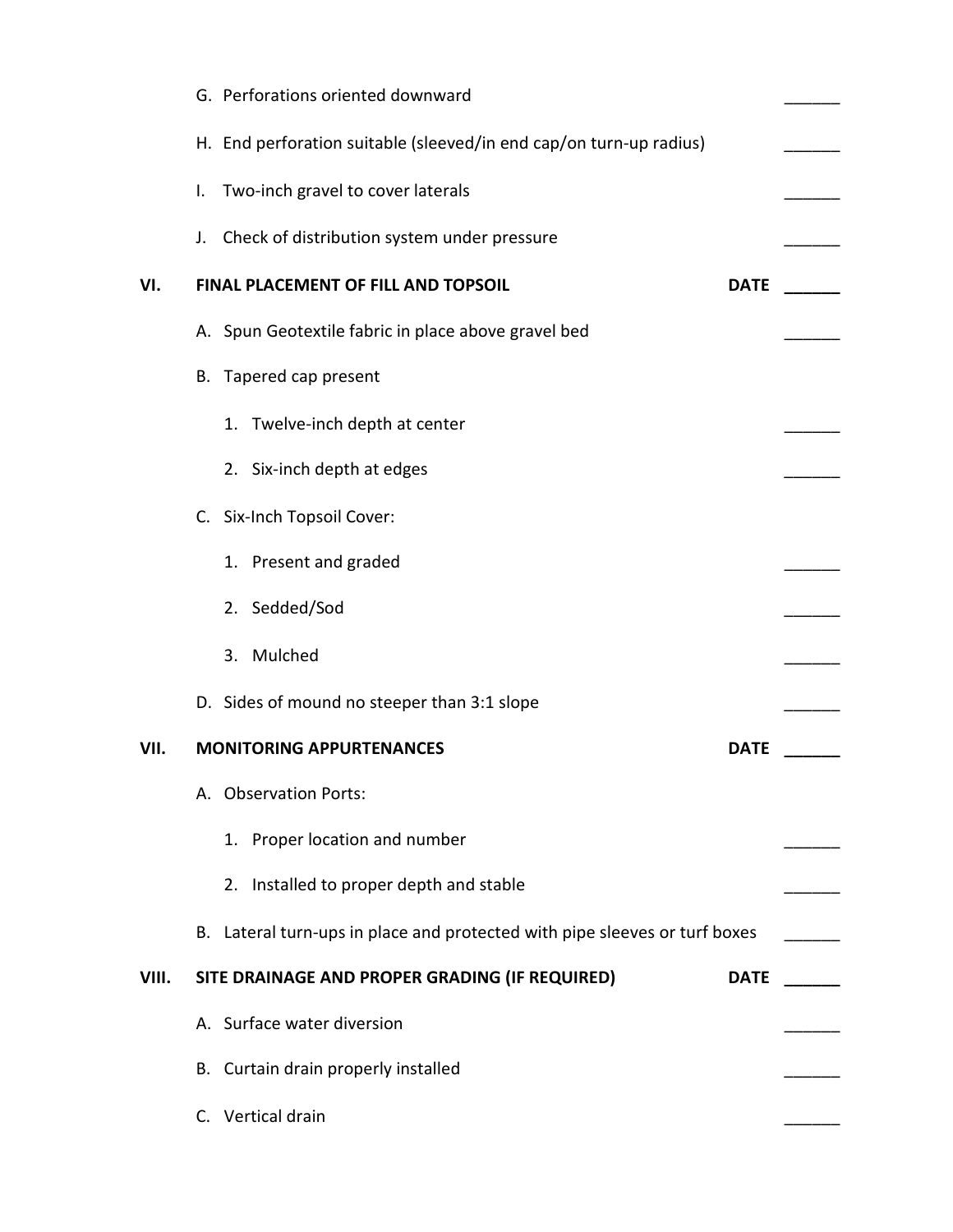G. Perforations oriented downward ______

H. End perforation suitable (sleeved/in end cap/on turn-up radius) ______

I. Two-inch gravel to cover laterals ______

J. Check of distribution system under pressure ______

**VI. FINAL PLACEMENT OF FILL AND TOPSOIL** **DATE** ______

A. Spun Geotextile fabric in place above gravel bed ______

B. Tapered cap present

1. Twelve-inch depth at center ______
2. Six-inch depth at edges ______

C. Six-Inch Topsoil Cover:

1. Present and graded ______
2. Sedded/Sod ______
3. Mulched ______

D. Sides of mound no steeper than 3:1 slope ______

**VII. MONITORING APPURTENANCES** **DATE** ______

A. Observation Ports:

1. Proper location and number ______
2. Installed to proper depth and stable ______

B. Lateral turn-ups in place and protected with pipe sleeves or turf boxes ______

**VIII. SITE DRAINAGE AND PROPER GRADING (IF REQUIRED)** **DATE** ______

A. Surface water diversion ______

B. Curtain drain properly installed ______

C. Vertical drain ______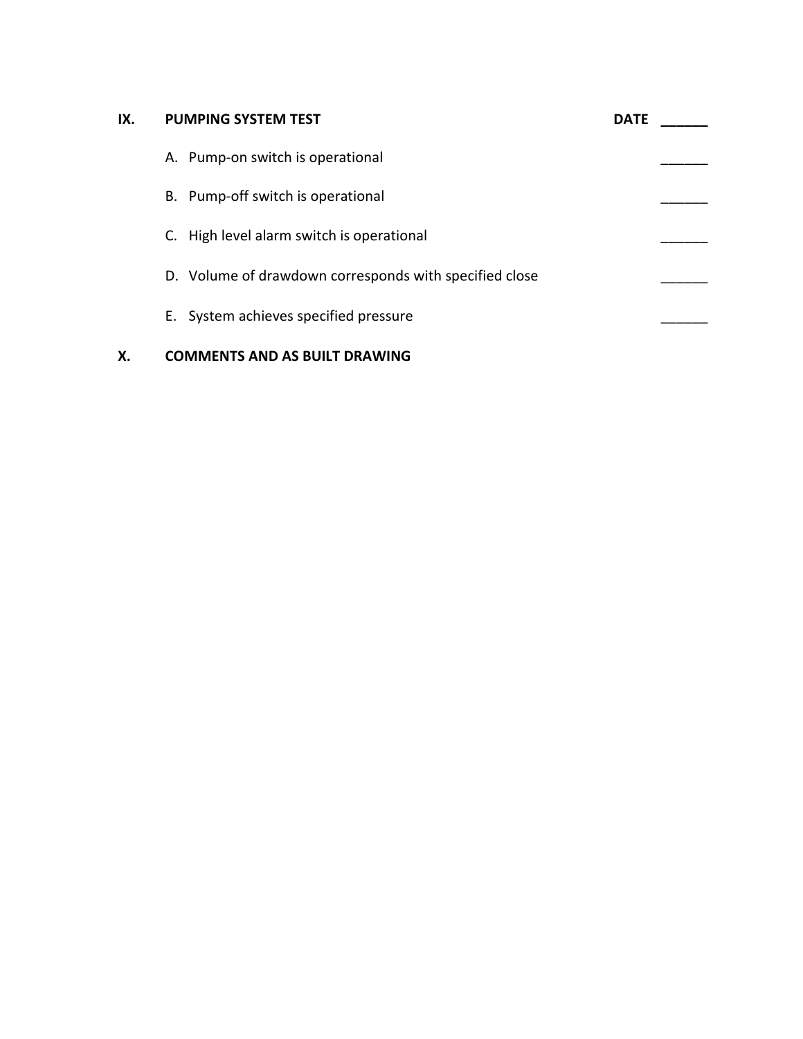## IX. PUMPING SYSTEM TEST DATE ______

A. Pump-on switch is operational ______

B. Pump-off switch is operational ______

C. High level alarm switch is operational ______

D. Volume of drawdown corresponds with specified close ______

E. System achieves specified pressure ______

## X. COMMENTS AND AS BUILT DRAWING